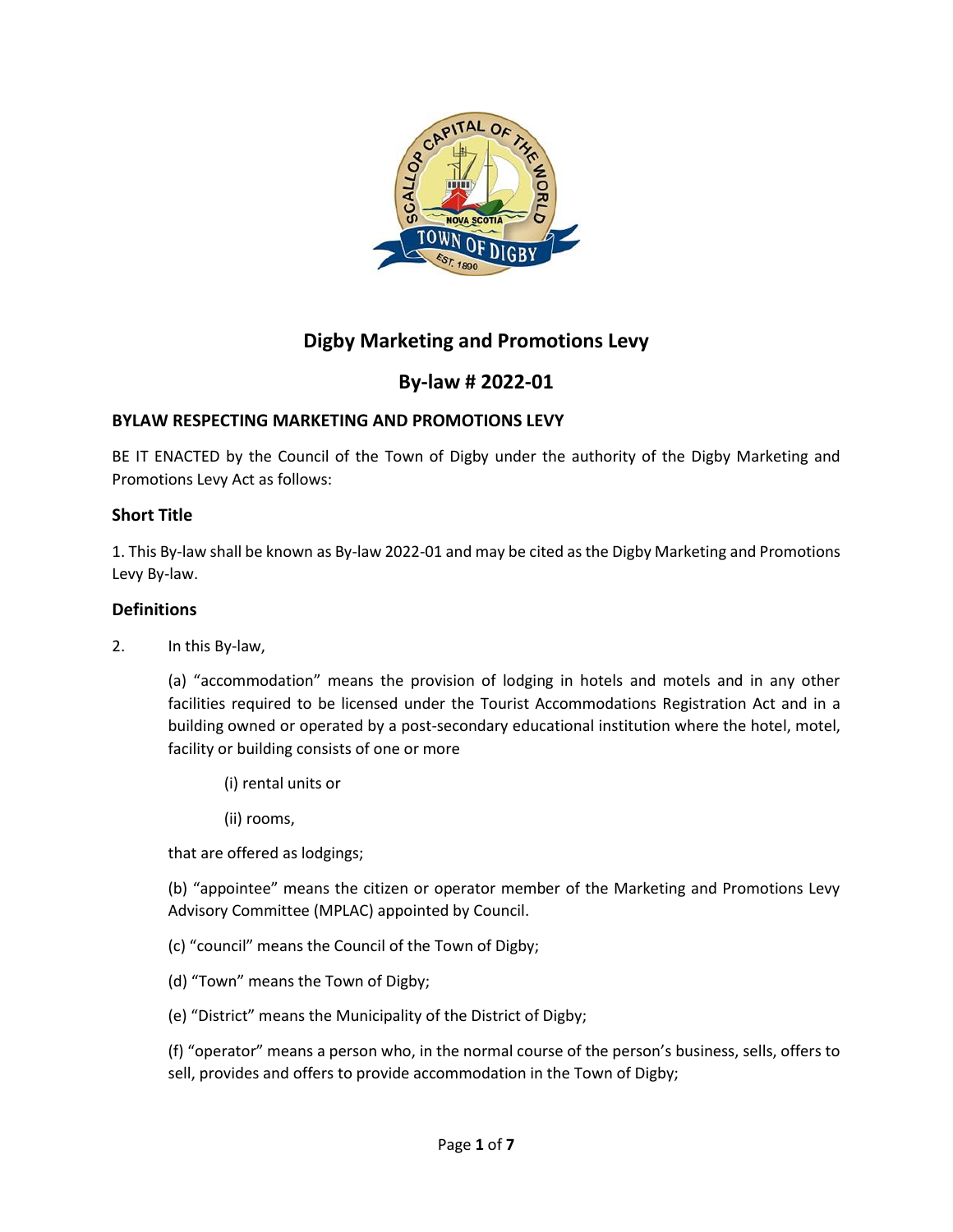# Digby Marketing and Promotions Levy

## By-law # 2022-01

### BYLAW RESPECTING MARKETING AND PROMOTIONS LEVY

BE IT ENACTED by the Council of the Town of Digby under the authority of the Digby Marketing and Promotions Levy Act as follows:

### Short Title

1. This By-law shall be known as By-law 2022-01 and may be cited as the Digby Marketing and Promotions Levy By-law.

### Definitions

2. In this By-law,

   (a) "accommodation" means the provision of lodging in hotels and motels and in any other facilities required to be licensed under the Tourist Accommodations Registration Act and in a building owned or operated by a post-secondary educational institution where the hotel, motel, facility or building consists of one or more

      (i) rental units or

      (ii) rooms,

   that are offered as lodgings;

   (b) "appointee" means the citizen or operator member of the Marketing and Promotions Levy Advisory Committee (MPLAC) appointed by Council.

   (c) "council" means the Council of the Town of Digby;

   (d) "Town" means the Town of Digby;

   (e) "District" means the Municipality of the District of Digby;

   (f) "operator" means a person who, in the normal course of the person's business, sells, offers to sell, provides and offers to provide accommodation in the Town of Digby;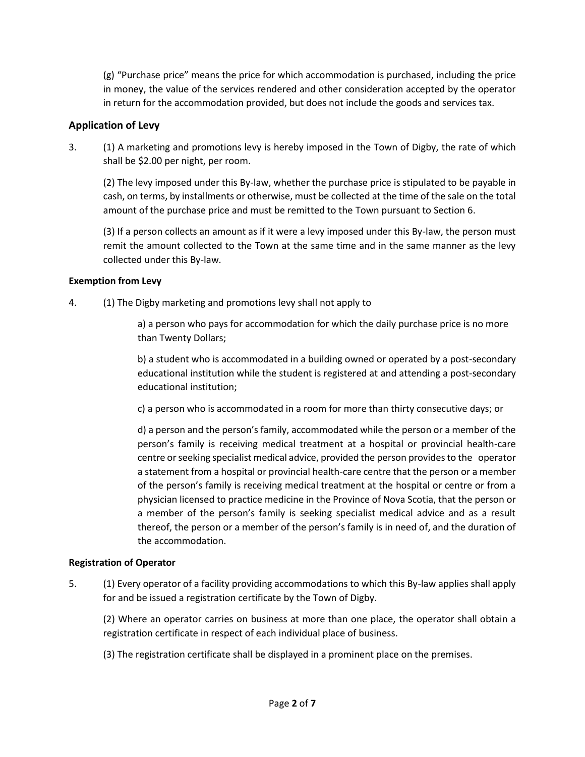(g) "Purchase price" means the price for which accommodation is purchased, including the price in money, the value of the services rendered and other consideration accepted by the operator in return for the accommodation provided, but does not include the goods and services tax.

## Application of Levy

3. (1) A marketing and promotions levy is hereby imposed in the Town of Digby, the rate of which shall be $2.00 per night, per room.

(2) The levy imposed under this By-law, whether the purchase price is stipulated to be payable in cash, on terms, by installments or otherwise, must be collected at the time of the sale on the total amount of the purchase price and must be remitted to the Town pursuant to Section 6.

(3) If a person collects an amount as if it were a levy imposed under this By-law, the person must remit the amount collected to the Town at the same time and in the same manner as the levy collected under this By-law.

### Exemption from Levy

4. (1) The Digby marketing and promotions levy shall not apply to

a) a person who pays for accommodation for which the daily purchase price is no more than Twenty Dollars;

b) a student who is accommodated in a building owned or operated by a post-secondary educational institution while the student is registered at and attending a post-secondary educational institution;

c) a person who is accommodated in a room for more than thirty consecutive days; or

d) a person and the person's family, accommodated while the person or a member of the person's family is receiving medical treatment at a hospital or provincial health-care centre or seeking specialist medical advice, provided the person provides to the operator a statement from a hospital or provincial health-care centre that the person or a member of the person's family is receiving medical treatment at the hospital or centre or from a physician licensed to practice medicine in the Province of Nova Scotia, that the person or a member of the person's family is seeking specialist medical advice and as a result thereof, the person or a member of the person's family is in need of, and the duration of the accommodation.

### Registration of Operator

5. (1) Every operator of a facility providing accommodations to which this By-law applies shall apply for and be issued a registration certificate by the Town of Digby.

(2) Where an operator carries on business at more than one place, the operator shall obtain a registration certificate in respect of each individual place of business.

(3) The registration certificate shall be displayed in a prominent place on the premises.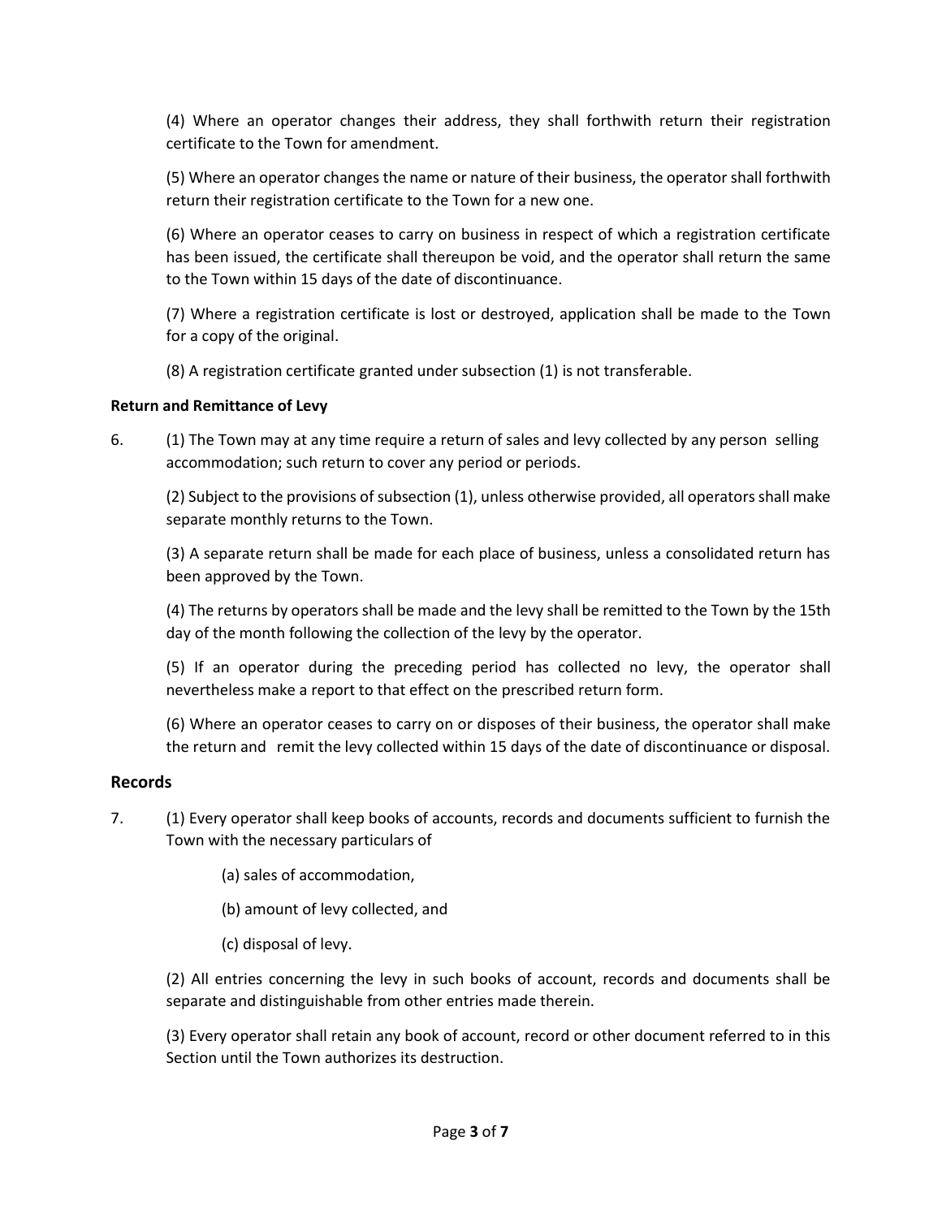(4) Where an operator changes their address, they shall forthwith return their registration certificate to the Town for amendment.

(5) Where an operator changes the name or nature of their business, the operator shall forthwith return their registration certificate to the Town for a new one.

(6) Where an operator ceases to carry on business in respect of which a registration certificate has been issued, the certificate shall thereupon be void, and the operator shall return the same to the Town within 15 days of the date of discontinuance.

(7) Where a registration certificate is lost or destroyed, application shall be made to the Town for a copy of the original.

(8) A registration certificate granted under subsection (1) is not transferable.

**Return and Remittance of Levy**

6. (1) The Town may at any time require a return of sales and levy collected by any person selling accommodation; such return to cover any period or periods.

(2) Subject to the provisions of subsection (1), unless otherwise provided, all operators shall make separate monthly returns to the Town.

(3) A separate return shall be made for each place of business, unless a consolidated return has been approved by the Town.

(4) The returns by operators shall be made and the levy shall be remitted to the Town by the 15th day of the month following the collection of the levy by the operator.

(5) If an operator during the preceding period has collected no levy, the operator shall nevertheless make a report to that effect on the prescribed return form.

(6) Where an operator ceases to carry on or disposes of their business, the operator shall make the return and remit the levy collected within 15 days of the date of discontinuance or disposal.

## Records

7. (1) Every operator shall keep books of accounts, records and documents sufficient to furnish the Town with the necessary particulars of

   (a) sales of accommodation,

   (b) amount of levy collected, and

   (c) disposal of levy.

(2) All entries concerning the levy in such books of account, records and documents shall be separate and distinguishable from other entries made therein.

(3) Every operator shall retain any book of account, record or other document referred to in this Section until the Town authorizes its destruction.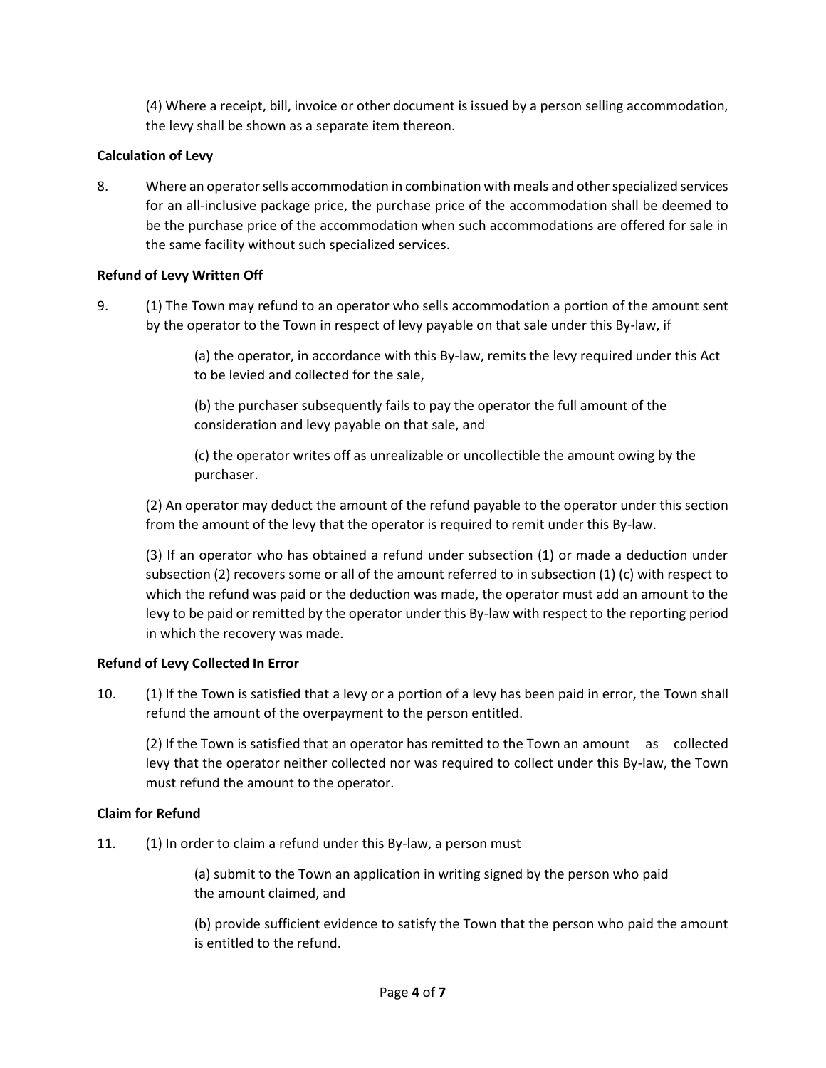(4) Where a receipt, bill, invoice or other document is issued by a person selling accommodation, the levy shall be shown as a separate item thereon.

**Calculation of Levy**

8. Where an operator sells accommodation in combination with meals and other specialized services for an all-inclusive package price, the purchase price of the accommodation shall be deemed to be the purchase price of the accommodation when such accommodations are offered for sale in the same facility without such specialized services.

**Refund of Levy Written Off**

9. (1) The Town may refund to an operator who sells accommodation a portion of the amount sent by the operator to the Town in respect of levy payable on that sale under this By-law, if

(a) the operator, in accordance with this By-law, remits the levy required under this Act to be levied and collected for the sale,

(b) the purchaser subsequently fails to pay the operator the full amount of the consideration and levy payable on that sale, and

(c) the operator writes off as unrealizable or uncollectible the amount owing by the purchaser.

(2) An operator may deduct the amount of the refund payable to the operator under this section from the amount of the levy that the operator is required to remit under this By-law.

(3) If an operator who has obtained a refund under subsection (1) or made a deduction under subsection (2) recovers some or all of the amount referred to in subsection (1) (c) with respect to which the refund was paid or the deduction was made, the operator must add an amount to the levy to be paid or remitted by the operator under this By-law with respect to the reporting period in which the recovery was made.

**Refund of Levy Collected In Error**

10. (1) If the Town is satisfied that a levy or a portion of a levy has been paid in error, the Town shall refund the amount of the overpayment to the person entitled.

(2) If the Town is satisfied that an operator has remitted to the Town an amount as collected levy that the operator neither collected nor was required to collect under this By-law, the Town must refund the amount to the operator.

**Claim for Refund**

11. (1) In order to claim a refund under this By-law, a person must

(a) submit to the Town an application in writing signed by the person who paid the amount claimed, and

(b) provide sufficient evidence to satisfy the Town that the person who paid the amount is entitled to the refund.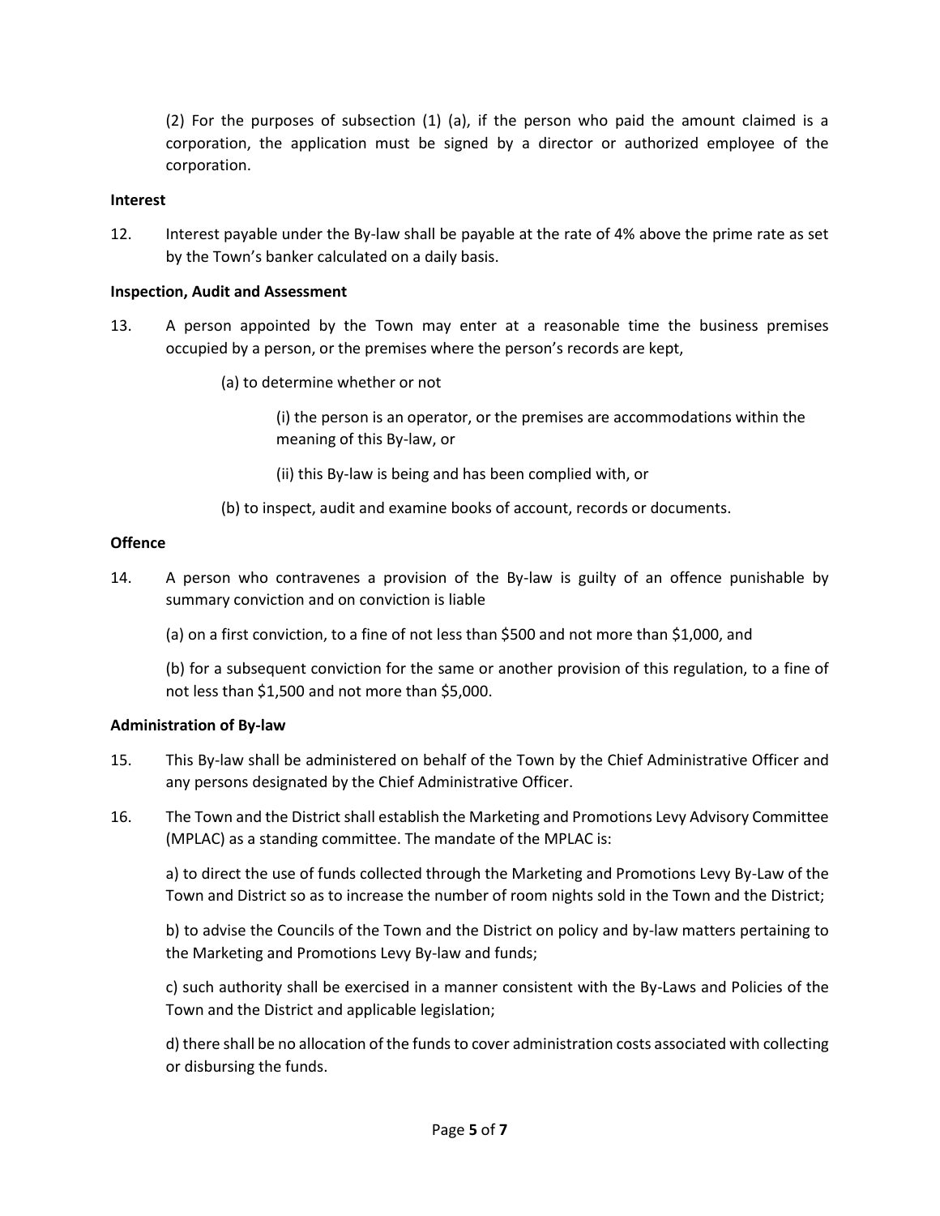(2) For the purposes of subsection (1) (a), if the person who paid the amount claimed is a corporation, the application must be signed by a director or authorized employee of the corporation.

**Interest**

12. Interest payable under the By-law shall be payable at the rate of 4% above the prime rate as set by the Town's banker calculated on a daily basis.

**Inspection, Audit and Assessment**

13. A person appointed by the Town may enter at a reasonable time the business premises occupied by a person, or the premises where the person's records are kept,

    (a) to determine whether or not

        (i) the person is an operator, or the premises are accommodations within the meaning of this By-law, or

        (ii) this By-law is being and has been complied with, or

    (b) to inspect, audit and examine books of account, records or documents.

**Offence**

14. A person who contravenes a provision of the By-law is guilty of an offence punishable by summary conviction and on conviction is liable

    (a) on a first conviction, to a fine of not less than $500 and not more than $1,000, and

    (b) for a subsequent conviction for the same or another provision of this regulation, to a fine of not less than $1,500 and not more than $5,000.

**Administration of By-law**

15. This By-law shall be administered on behalf of the Town by the Chief Administrative Officer and any persons designated by the Chief Administrative Officer.

16. The Town and the District shall establish the Marketing and Promotions Levy Advisory Committee (MPLAC) as a standing committee. The mandate of the MPLAC is:

    a) to direct the use of funds collected through the Marketing and Promotions Levy By-Law of the Town and District so as to increase the number of room nights sold in the Town and the District;

    b) to advise the Councils of the Town and the District on policy and by-law matters pertaining to the Marketing and Promotions Levy By-law and funds;

    c) such authority shall be exercised in a manner consistent with the By-Laws and Policies of the Town and the District and applicable legislation;

    d) there shall be no allocation of the funds to cover administration costs associated with collecting or disbursing the funds.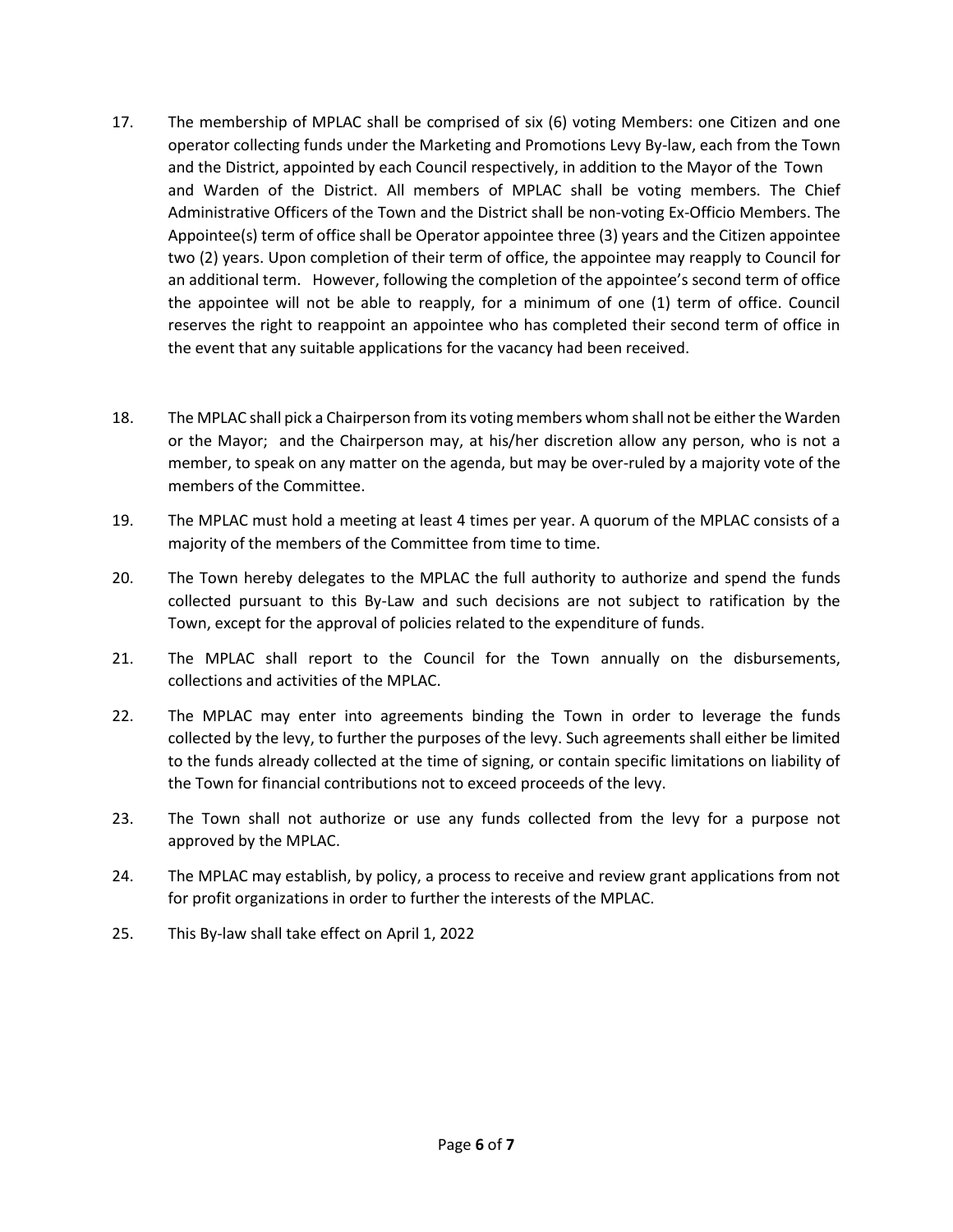17. The membership of MPLAC shall be comprised of six (6) voting Members: one Citizen and one operator collecting funds under the Marketing and Promotions Levy By-law, each from the Town and the District, appointed by each Council respectively, in addition to the Mayor of the Town and Warden of the District. All members of MPLAC shall be voting members. The Chief Administrative Officers of the Town and the District shall be non-voting Ex-Officio Members. The Appointee(s) term of office shall be Operator appointee three (3) years and the Citizen appointee two (2) years. Upon completion of their term of office, the appointee may reapply to Council for an additional term. However, following the completion of the appointee's second term of office the appointee will not be able to reapply, for a minimum of one (1) term of office. Council reserves the right to reappoint an appointee who has completed their second term of office in the event that any suitable applications for the vacancy had been received.

18. The MPLAC shall pick a Chairperson from its voting members whom shall not be either the Warden or the Mayor; and the Chairperson may, at his/her discretion allow any person, who is not a member, to speak on any matter on the agenda, but may be over-ruled by a majority vote of the members of the Committee.

19. The MPLAC must hold a meeting at least 4 times per year. A quorum of the MPLAC consists of a majority of the members of the Committee from time to time.

20. The Town hereby delegates to the MPLAC the full authority to authorize and spend the funds collected pursuant to this By-Law and such decisions are not subject to ratification by the Town, except for the approval of policies related to the expenditure of funds.

21. The MPLAC shall report to the Council for the Town annually on the disbursements, collections and activities of the MPLAC.

22. The MPLAC may enter into agreements binding the Town in order to leverage the funds collected by the levy, to further the purposes of the levy. Such agreements shall either be limited to the funds already collected at the time of signing, or contain specific limitations on liability of the Town for financial contributions not to exceed proceeds of the levy.

23. The Town shall not authorize or use any funds collected from the levy for a purpose not approved by the MPLAC.

24. The MPLAC may establish, by policy, a process to receive and review grant applications from not for profit organizations in order to further the interests of the MPLAC.

25. This By-law shall take effect on April 1, 2022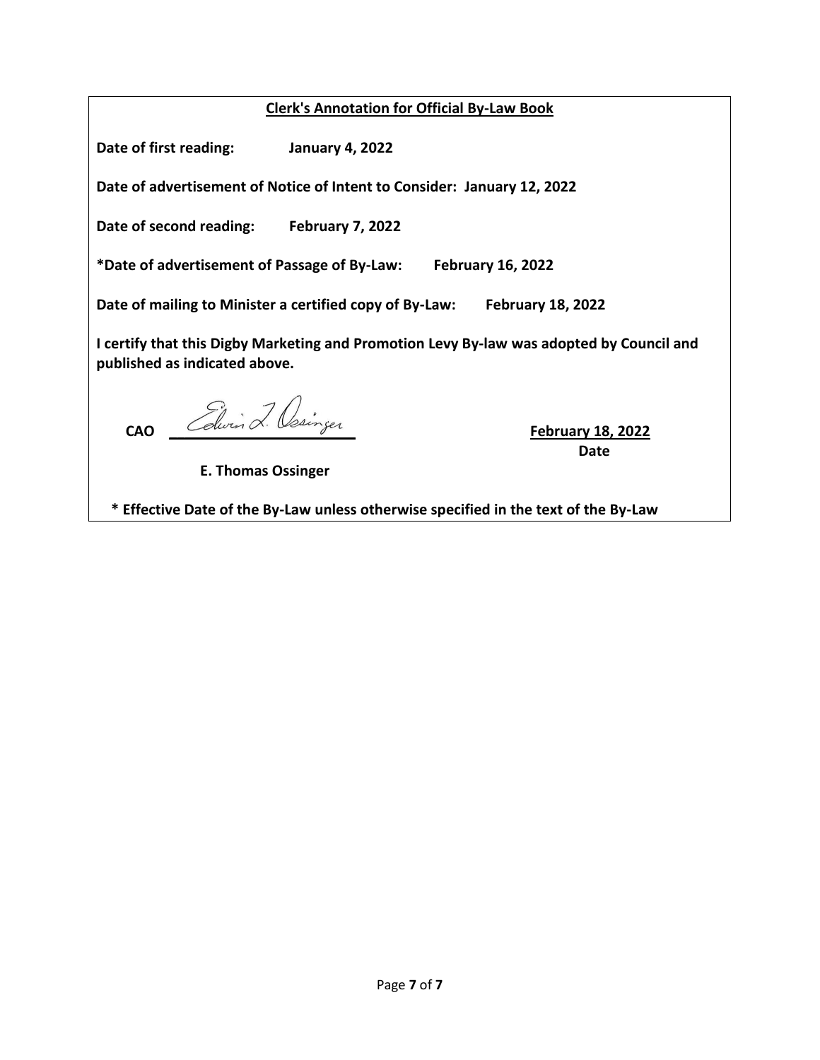**Clerk's Annotation for Official By-Law Book**

**Date of first reading: January 4, 2022**

**Date of advertisement of Notice of Intent to Consider: January 12, 2022**

**Date of second reading: February 7, 2022**

**\*Date of advertisement of Passage of By-Law: February 16, 2022**

**Date of mailing to Minister a certified copy of By-Law: February 18, 2022**

**I certify that this Digby Marketing and Promotion Levy By-law was adopted by Council and published as indicated above.**

**CAO** Edwin T. Ossinger **February 18, 2022**

**E. Thomas Ossinger** **Date**

**\* Effective Date of the By-Law unless otherwise specified in the text of the By-Law**